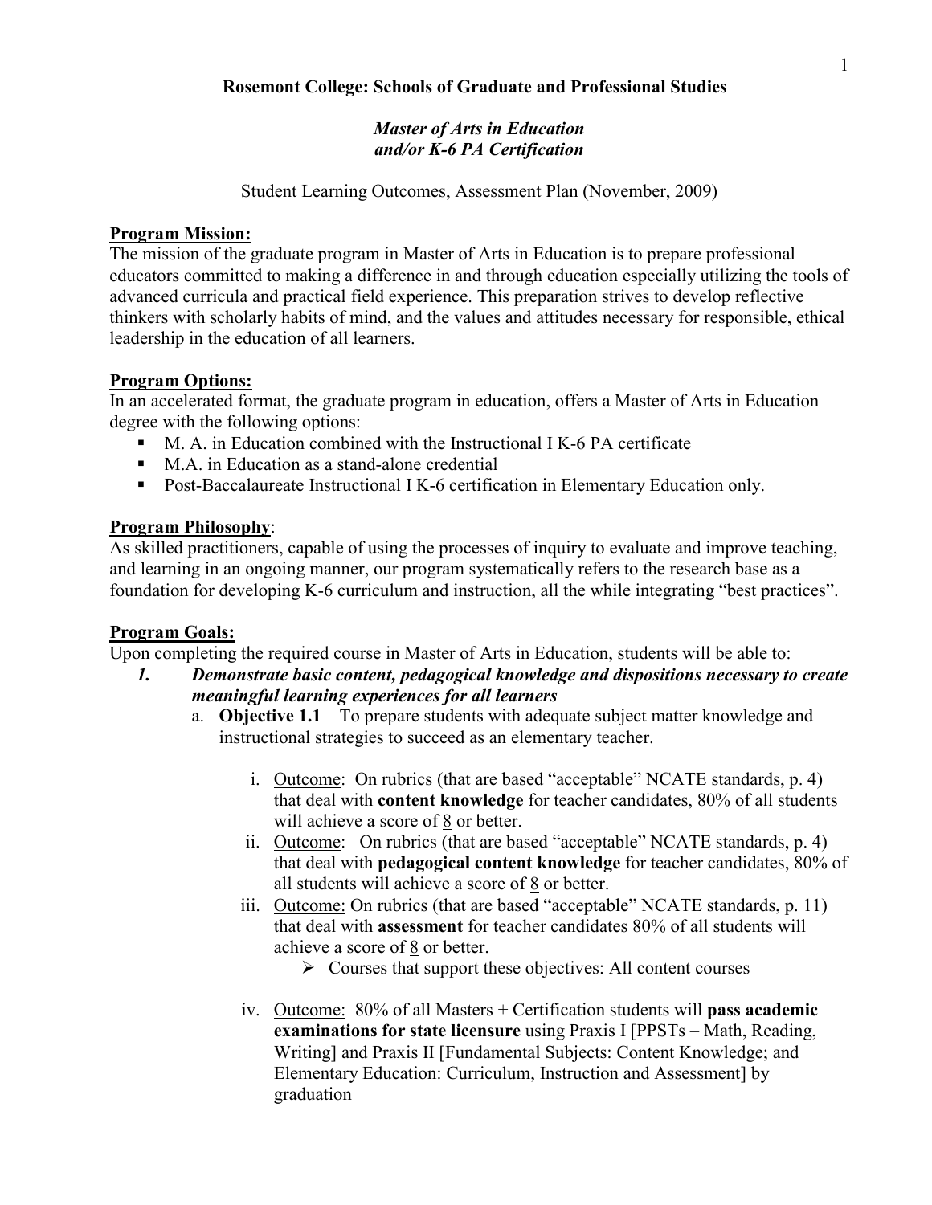**Rosemont College: Schools of Graduate and Professional Studies**

***Master of Arts in Education***
***and/or K-6 PA Certification***

Student Learning Outcomes, Assessment Plan (November, 2009)

**Program Mission:**

The mission of the graduate program in Master of Arts in Education is to prepare professional educators committed to making a difference in and through education especially utilizing the tools of advanced curricula and practical field experience. This preparation strives to develop reflective thinkers with scholarly habits of mind, and the values and attitudes necessary for responsible, ethical leadership in the education of all learners.

**Program Options:**

In an accelerated format, the graduate program in education, offers a Master of Arts in Education degree with the following options:

- M. A. in Education combined with the Instructional I K-6 PA certificate
- M.A. in Education as a stand-alone credential
- Post-Baccalaureate Instructional I K-6 certification in Elementary Education only.

**Program Philosophy**:

As skilled practitioners, capable of using the processes of inquiry to evaluate and improve teaching, and learning in an ongoing manner, our program systematically refers to the research base as a foundation for developing K-6 curriculum and instruction, all the while integrating "best practices".

**Program Goals:**

Upon completing the required course in Master of Arts in Education, students will be able to:

1. ***Demonstrate basic content, pedagogical knowledge and dispositions necessary to create meaningful learning experiences for all learners***
   a. **Objective 1.1** – To prepare students with adequate subject matter knowledge and instructional strategies to succeed as an elementary teacher.
      i. Outcome: On rubrics (that are based "acceptable" NCATE standards, p. 4) that deal with **content knowledge** for teacher candidates, 80% of all students will achieve a score of 8 or better.
      ii. Outcome: On rubrics (that are based "acceptable" NCATE standards, p. 4) that deal with **pedagogical content knowledge** for teacher candidates, 80% of all students will achieve a score of 8 or better.
      iii. Outcome: On rubrics (that are based "acceptable" NCATE standards, p. 11) that deal with **assessment** for teacher candidates 80% of all students will achieve a score of 8 or better.
         - Courses that support these objectives: All content courses
      iv. Outcome: 80% of all Masters + Certification students will **pass academic examinations for state licensure** using Praxis I [PPSTs – Math, Reading, Writing] and Praxis II [Fundamental Subjects: Content Knowledge; and Elementary Education: Curriculum, Instruction and Assessment] by graduation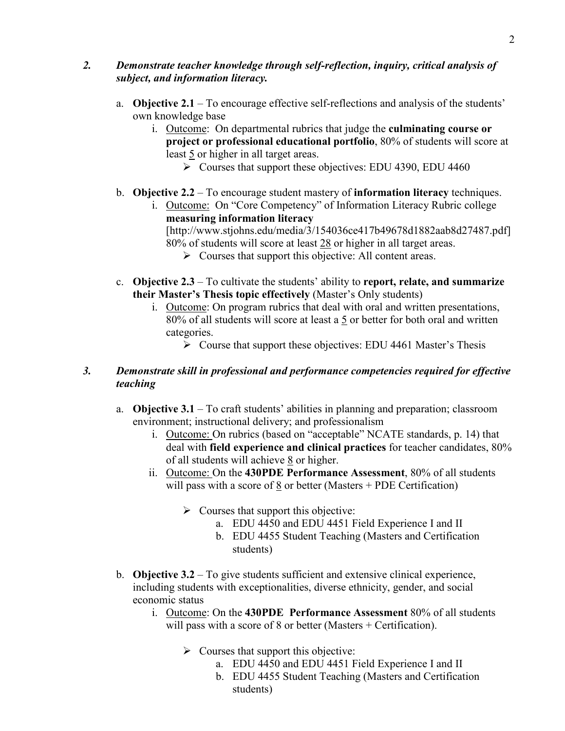2. ***Demonstrate teacher knowledge through self-reflection, inquiry, critical analysis of subject, and information literacy.***

   a. **Objective 2.1** – To encourage effective self-reflections and analysis of the students' own knowledge base

      i. Outcome: On departmental rubrics that judge the **culminating course or project or professional educational portfolio**, 80% of students will score at least 5 or higher in all target areas.

         - Courses that support these objectives: EDU 4390, EDU 4460

   b. **Objective 2.2** – To encourage student mastery of **information literacy** techniques.

      i. Outcome: On "Core Competency" of Information Literacy Rubric college **measuring information literacy** [http://www.stjohns.edu/media/3/154036ce417b49678d1882aab8d27487.pdf] 80% of students will score at least 28 or higher in all target areas.

         - Courses that support this objective: All content areas.

   c. **Objective 2.3** – To cultivate the students' ability to **report, relate, and summarize their Master's Thesis topic effectively** (Master's Only students)

      i. Outcome: On program rubrics that deal with oral and written presentations, 80% of all students will score at least a 5 or better for both oral and written categories.

         - Course that support these objectives: EDU 4461 Master's Thesis

3. ***Demonstrate skill in professional and performance competencies required for effective teaching***

   a. **Objective 3.1** – To craft students' abilities in planning and preparation; classroom environment; instructional delivery; and professionalism

      i. Outcome: On rubrics (based on "acceptable" NCATE standards, p. 14) that deal with **field experience and clinical practices** for teacher candidates, 80% of all students will achieve 8 or higher.

      ii. Outcome: On the **430PDE Performance Assessment**, 80% of all students will pass with a score of 8 or better (Masters + PDE Certification)

         - Courses that support this objective:
           a. EDU 4450 and EDU 4451 Field Experience I and II
           b. EDU 4455 Student Teaching (Masters and Certification students)

   b. **Objective 3.2** – To give students sufficient and extensive clinical experience, including students with exceptionalities, diverse ethnicity, gender, and social economic status

      i. Outcome: On the **430PDE Performance Assessment** 80% of all students will pass with a score of 8 or better (Masters + Certification).

         - Courses that support this objective:
           a. EDU 4450 and EDU 4451 Field Experience I and II
           b. EDU 4455 Student Teaching (Masters and Certification students)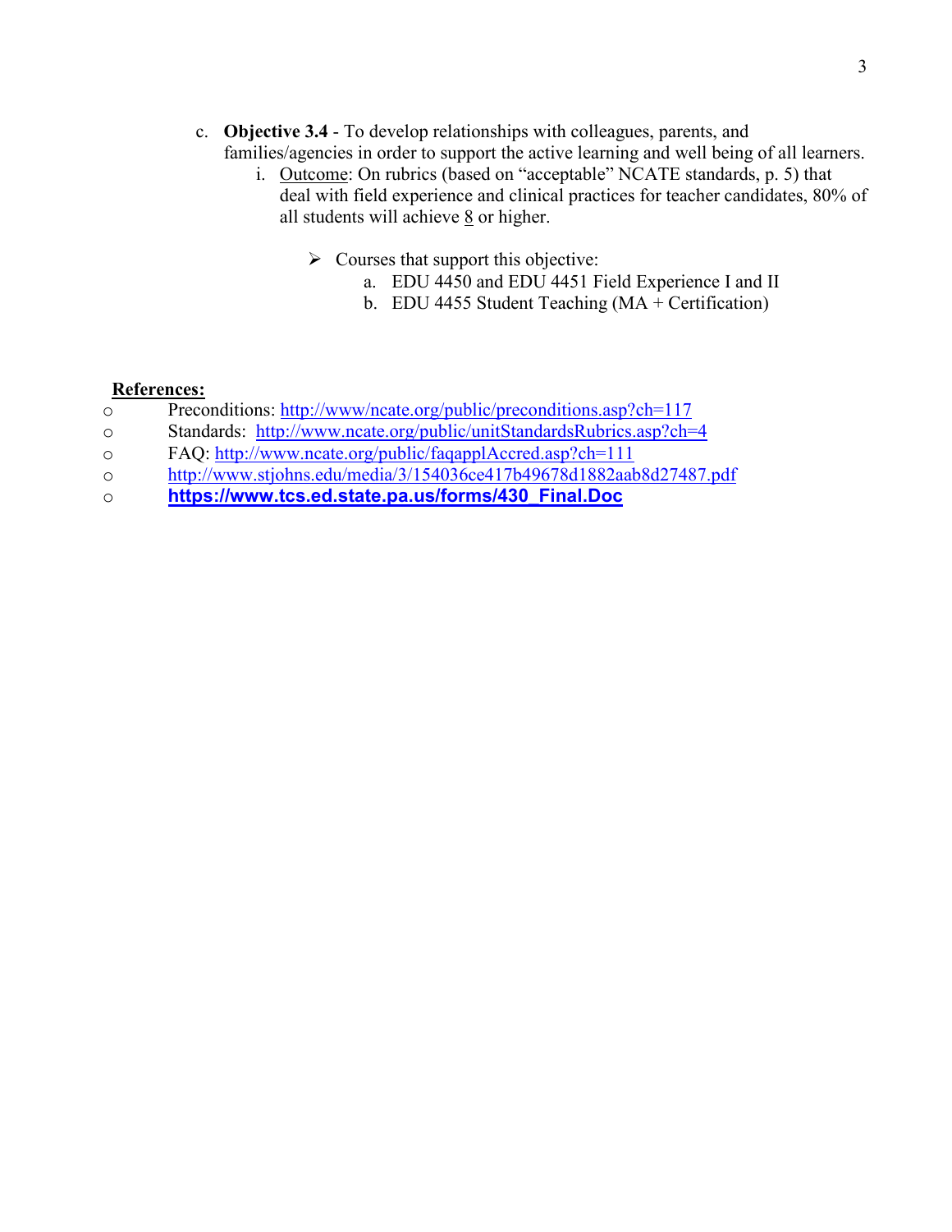c. **Objective 3.4** - To develop relationships with colleagues, parents, and families/agencies in order to support the active learning and well being of all learners.

   i. Outcome: On rubrics (based on "acceptable" NCATE standards, p. 5) that deal with field experience and clinical practices for teacher candidates, 80% of all students will achieve 8 or higher.

      - Courses that support this objective:
        a. EDU 4450 and EDU 4451 Field Experience I and II
        b. EDU 4455 Student Teaching (MA + Certification)

**References:**

- Preconditions: http://www/ncate.org/public/preconditions.asp?ch=117
- Standards: http://www.ncate.org/public/unitStandardsRubrics.asp?ch=4
- FAQ: http://www.ncate.org/public/faqapplAccred.asp?ch=111
- http://www.stjohns.edu/media/3/154036ce417b49678d1882aab8d27487.pdf
- **https://www.tcs.ed.state.pa.us/forms/430_Final.Doc**